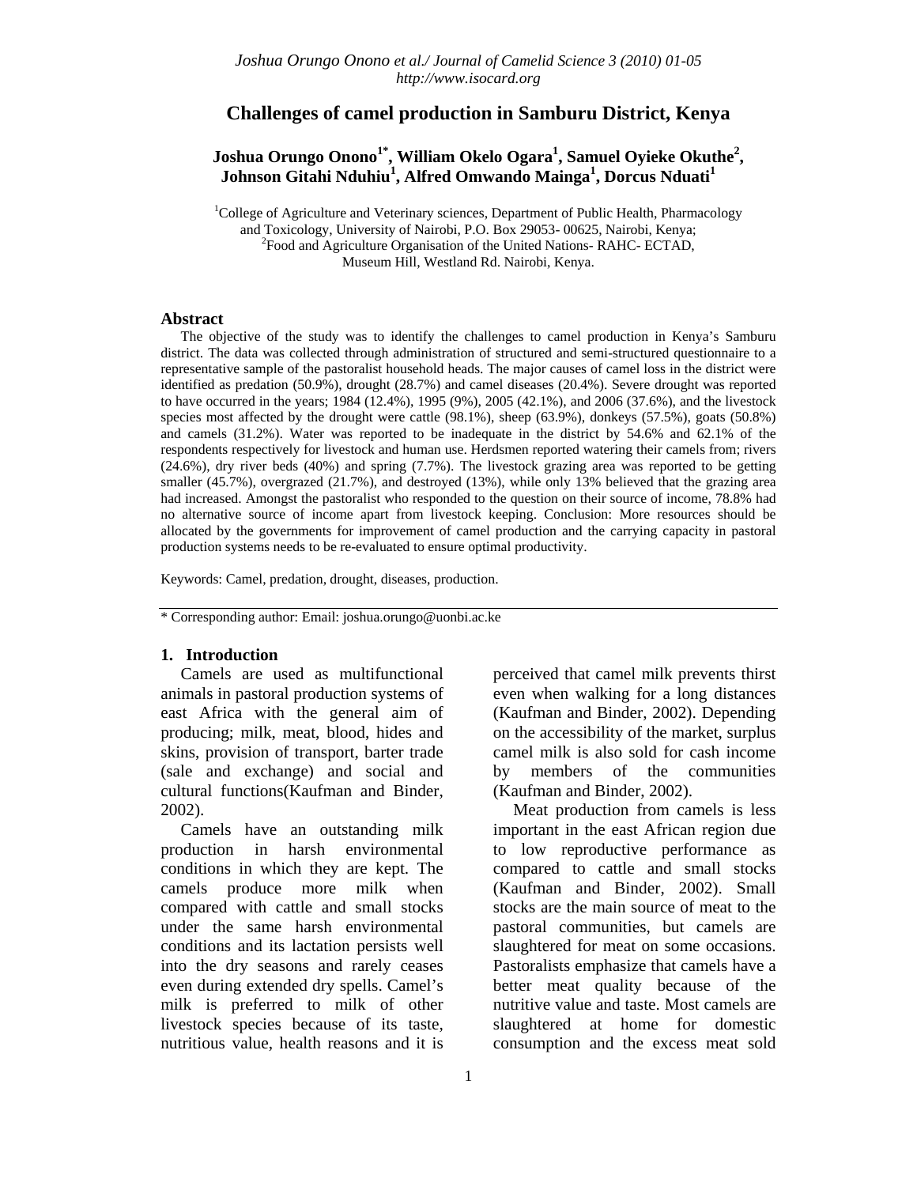# Challenges of camel production in Samburu District, Kenya

**Joshua Orungo Onono[1*], William Okelo Ogara[1], Samuel Oyieke Okuthe[2], Johnson Gitahi Nduhiu[1], Alfred Omwando Mainga[1], Dorcus Nduati[1]**

[1]College of Agriculture and Veterinary sciences, Department of Public Health, Pharmacology and Toxicology, University of Nairobi, P.O. Box 29053- 00625, Nairobi, Kenya;
[2]Food and Agriculture Organisation of the United Nations- RAHC- ECTAD, Museum Hill, Westland Rd. Nairobi, Kenya.

## Abstract

The objective of the study was to identify the challenges to camel production in Kenya's Samburu district. The data was collected through administration of structured and semi-structured questionnaire to a representative sample of the pastoralist household heads. The major causes of camel loss in the district were identified as predation (50.9%), drought (28.7%) and camel diseases (20.4%). Severe drought was reported to have occurred in the years; 1984 (12.4%), 1995 (9%), 2005 (42.1%), and 2006 (37.6%), and the livestock species most affected by the drought were cattle (98.1%), sheep (63.9%), donkeys (57.5%), goats (50.8%) and camels (31.2%). Water was reported to be inadequate in the district by 54.6% and 62.1% of the respondents respectively for livestock and human use. Herdsmen reported watering their camels from; rivers (24.6%), dry river beds (40%) and spring (7.7%). The livestock grazing area was reported to be getting smaller (45.7%), overgrazed (21.7%), and destroyed (13%), while only 13% believed that the grazing area had increased. Amongst the pastoralist who responded to the question on their source of income, 78.8% had no alternative source of income apart from livestock keeping. Conclusion: More resources should be allocated by the governments for improvement of camel production and the carrying capacity in pastoral production systems needs to be re-evaluated to ensure optimal productivity.

Keywords: Camel, predation, drought, diseases, production.

* Corresponding author: Email: joshua.orungo@uonbi.ac.ke

## 1. Introduction

Camels are used as multifunctional animals in pastoral production systems of east Africa with the general aim of producing; milk, meat, blood, hides and skins, provision of transport, barter trade (sale and exchange) and social and cultural functions(Kaufman and Binder, 2002).

Camels have an outstanding milk production in harsh environmental conditions in which they are kept. The camels produce more milk when compared with cattle and small stocks under the same harsh environmental conditions and its lactation persists well into the dry seasons and rarely ceases even during extended dry spells. Camel's milk is preferred to milk of other livestock species because of its taste, nutritious value, health reasons and it is perceived that camel milk prevents thirst even when walking for a long distances (Kaufman and Binder, 2002). Depending on the accessibility of the market, surplus camel milk is also sold for cash income by members of the communities (Kaufman and Binder, 2002).

Meat production from camels is less important in the east African region due to low reproductive performance as compared to cattle and small stocks (Kaufman and Binder, 2002). Small stocks are the main source of meat to the pastoral communities, but camels are slaughtered for meat on some occasions. Pastoralists emphasize that camels have a better meat quality because of the nutritive value and taste. Most camels are slaughtered at home for domestic consumption and the excess meat sold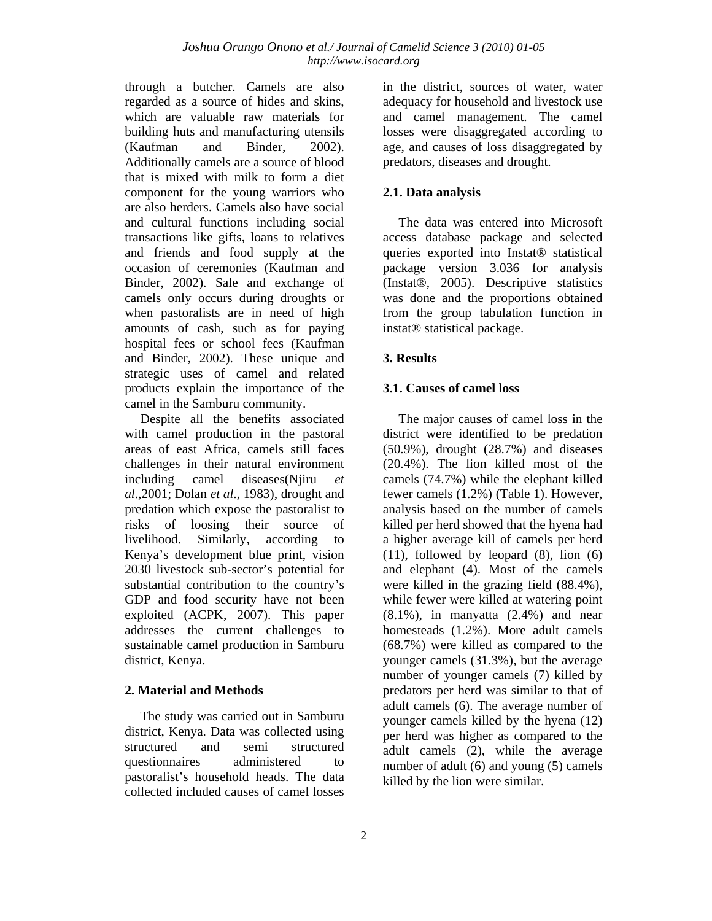through a butcher. Camels are also regarded as a source of hides and skins, which are valuable raw materials for building huts and manufacturing utensils (Kaufman and Binder, 2002). Additionally camels are a source of blood that is mixed with milk to form a diet component for the young warriors who are also herders. Camels also have social and cultural functions including social transactions like gifts, loans to relatives and friends and food supply at the occasion of ceremonies (Kaufman and Binder, 2002). Sale and exchange of camels only occurs during droughts or when pastoralists are in need of high amounts of cash, such as for paying hospital fees or school fees (Kaufman and Binder, 2002). These unique and strategic uses of camel and related products explain the importance of the camel in the Samburu community.

Despite all the benefits associated with camel production in the pastoral areas of east Africa, camels still faces challenges in their natural environment including camel diseases(Njiru *et al*.,2001; Dolan *et al*., 1983), drought and predation which expose the pastoralist to risks of loosing their source of livelihood. Similarly, according to Kenya's development blue print, vision 2030 livestock sub-sector's potential for substantial contribution to the country's GDP and food security have not been exploited (ACPK, 2007). This paper addresses the current challenges to sustainable camel production in Samburu district, Kenya.

## 2. Material and Methods

The study was carried out in Samburu district, Kenya. Data was collected using structured and semi structured questionnaires administered to pastoralist's household heads. The data collected included causes of camel losses in the district, sources of water, water adequacy for household and livestock use and camel management. The camel losses were disaggregated according to age, and causes of loss disaggregated by predators, diseases and drought.

### 2.1. Data analysis

The data was entered into Microsoft access database package and selected queries exported into Instat® statistical package version 3.036 for analysis (Instat®, 2005). Descriptive statistics was done and the proportions obtained from the group tabulation function in instat® statistical package.

## 3. Results

### 3.1. Causes of camel loss

The major causes of camel loss in the district were identified to be predation (50.9%), drought (28.7%) and diseases (20.4%). The lion killed most of the camels (74.7%) while the elephant killed fewer camels (1.2%) (Table 1). However, analysis based on the number of camels killed per herd showed that the hyena had a higher average kill of camels per herd (11), followed by leopard (8), lion (6) and elephant (4). Most of the camels were killed in the grazing field (88.4%), while fewer were killed at watering point (8.1%), in manyatta (2.4%) and near homesteads (1.2%). More adult camels (68.7%) were killed as compared to the younger camels (31.3%), but the average number of younger camels (7) killed by predators per herd was similar to that of adult camels (6). The average number of younger camels killed by the hyena (12) per herd was higher as compared to the adult camels (2), while the average number of adult (6) and young (5) camels killed by the lion were similar.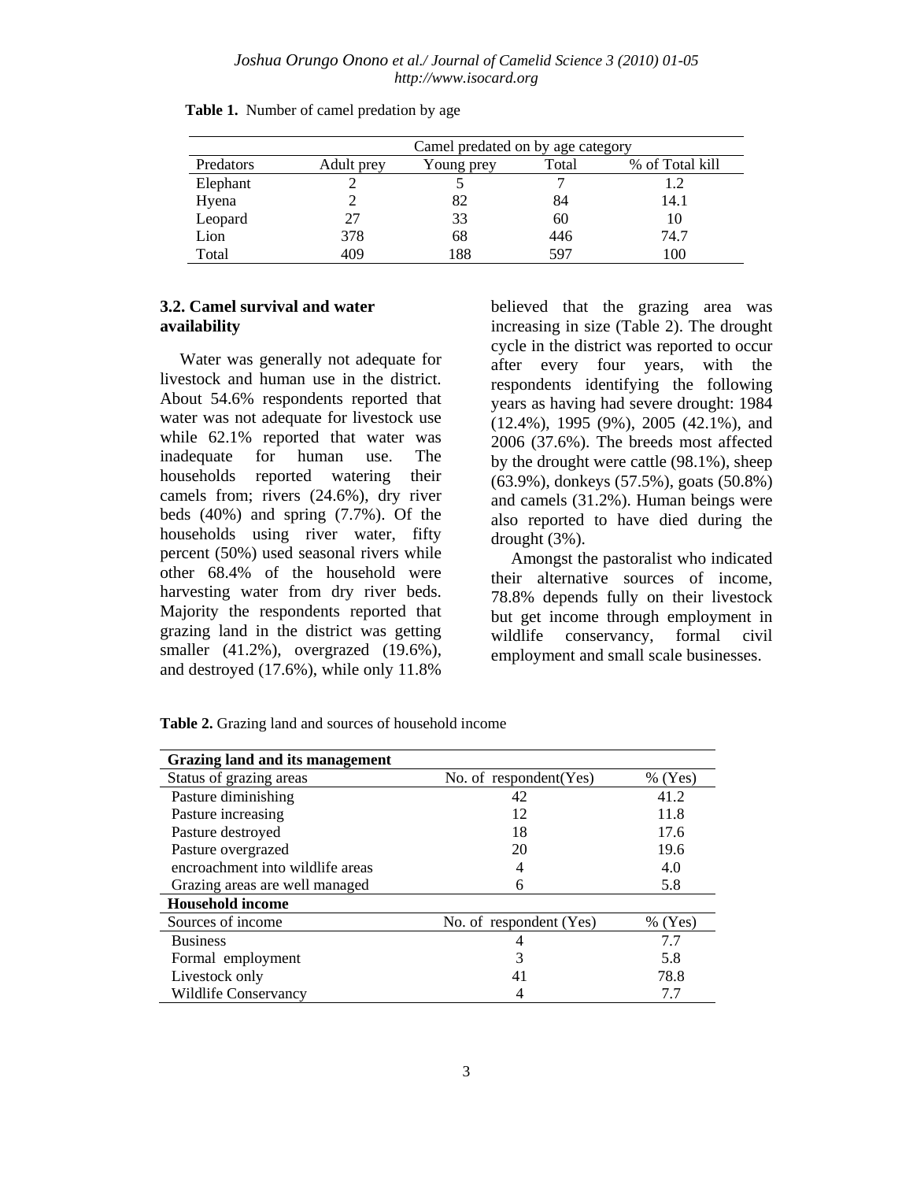**Table 1.** Number of camel predation by age

| | Camel predated on by age category | | | |
|---|---|---|---|---|
| Predators | Adult prey | Young prey | Total | % of Total kill |
| Elephant | 2 | 5 | 7 | 1.2 |
| Hyena | 2 | 82 | 84 | 14.1 |
| Leopard | 27 | 33 | 60 | 10 |
| Lion | 378 | 68 | 446 | 74.7 |
| Total | 409 | 188 | 597 | 100 |

### 3.2. Camel survival and water availability

Water was generally not adequate for livestock and human use in the district. About 54.6% respondents reported that water was not adequate for livestock use while 62.1% reported that water was inadequate for human use. The households reported watering their camels from; rivers (24.6%), dry river beds (40%) and spring (7.7%). Of the households using river water, fifty percent (50%) used seasonal rivers while other 68.4% of the household were harvesting water from dry river beds. Majority the respondents reported that grazing land in the district was getting smaller (41.2%), overgrazed (19.6%), and destroyed (17.6%), while only 11.8% believed that the grazing area was increasing in size (Table 2). The drought cycle in the district was reported to occur after every four years, with the respondents identifying the following years as having had severe drought: 1984 (12.4%), 1995 (9%), 2005 (42.1%), and 2006 (37.6%). The breeds most affected by the drought were cattle (98.1%), sheep (63.9%), donkeys (57.5%), goats (50.8%) and camels (31.2%). Human beings were also reported to have died during the drought (3%).

Amongst the pastoralist who indicated their alternative sources of income, 78.8% depends fully on their livestock but get income through employment in wildlife conservancy, formal civil employment and small scale businesses.

**Table 2.** Grazing land and sources of household income

| **Grazing land and its management** | | |
|---|---|---|
| Status of grazing areas | No. of respondent(Yes) | % (Yes) |
| Pasture diminishing | 42 | 41.2 |
| Pasture increasing | 12 | 11.8 |
| Pasture destroyed | 18 | 17.6 |
| Pasture overgrazed | 20 | 19.6 |
| encroachment into wildlife areas | 4 | 4.0 |
| Grazing areas are well managed | 6 | 5.8 |
| **Household income** | | |
| Sources of income | No. of respondent (Yes) | % (Yes) |
| Business | 4 | 7.7 |
| Formal employment | 3 | 5.8 |
| Livestock only | 41 | 78.8 |
| Wildlife Conservancy | 4 | 7.7 |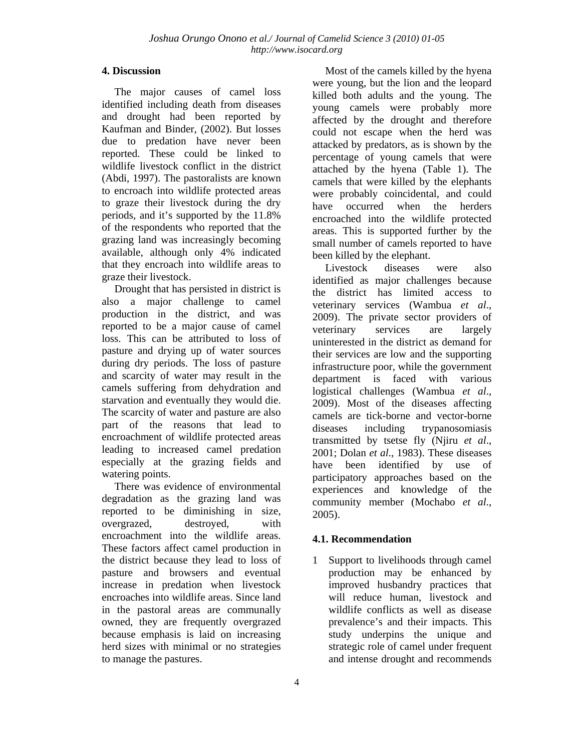## 4. Discussion

The major causes of camel loss identified including death from diseases and drought had been reported by Kaufman and Binder, (2002). But losses due to predation have never been reported. These could be linked to wildlife livestock conflict in the district (Abdi, 1997). The pastoralists are known to encroach into wildlife protected areas to graze their livestock during the dry periods, and it's supported by the 11.8% of the respondents who reported that the grazing land was increasingly becoming available, although only 4% indicated that they encroach into wildlife areas to graze their livestock.

Drought that has persisted in district is also a major challenge to camel production in the district, and was reported to be a major cause of camel loss. This can be attributed to loss of pasture and drying up of water sources during dry periods. The loss of pasture and scarcity of water may result in the camels suffering from dehydration and starvation and eventually they would die. The scarcity of water and pasture are also part of the reasons that lead to encroachment of wildlife protected areas leading to increased camel predation especially at the grazing fields and watering points.

There was evidence of environmental degradation as the grazing land was reported to be diminishing in size, overgrazed, destroyed, with encroachment into the wildlife areas. These factors affect camel production in the district because they lead to loss of pasture and browsers and eventual increase in predation when livestock encroaches into wildlife areas. Since land in the pastoral areas are communally owned, they are frequently overgrazed because emphasis is laid on increasing herd sizes with minimal or no strategies to manage the pastures.

Most of the camels killed by the hyena were young, but the lion and the leopard killed both adults and the young. The young camels were probably more affected by the drought and therefore could not escape when the herd was attacked by predators, as is shown by the percentage of young camels that were attached by the hyena (Table 1). The camels that were killed by the elephants were probably coincidental, and could have occurred when the herders encroached into the wildlife protected areas. This is supported further by the small number of camels reported to have been killed by the elephant.

Livestock diseases were also identified as major challenges because the district has limited access to veterinary services (Wambua *et al*., 2009). The private sector providers of veterinary services are largely uninterested in the district as demand for their services are low and the supporting infrastructure poor, while the government department is faced with various logistical challenges (Wambua *et al*., 2009). Most of the diseases affecting camels are tick-borne and vector-borne diseases including trypanosomiasis transmitted by tsetse fly (Njiru *et al*., 2001; Dolan *et al*., 1983). These diseases have been identified by use of participatory approaches based on the experiences and knowledge of the community member (Mochabo *et al*., 2005).

### 4.1. Recommendation

1 Support to livelihoods through camel production may be enhanced by improved husbandry practices that will reduce human, livestock and wildlife conflicts as well as disease prevalence's and their impacts. This study underpins the unique and strategic role of camel under frequent and intense drought and recommends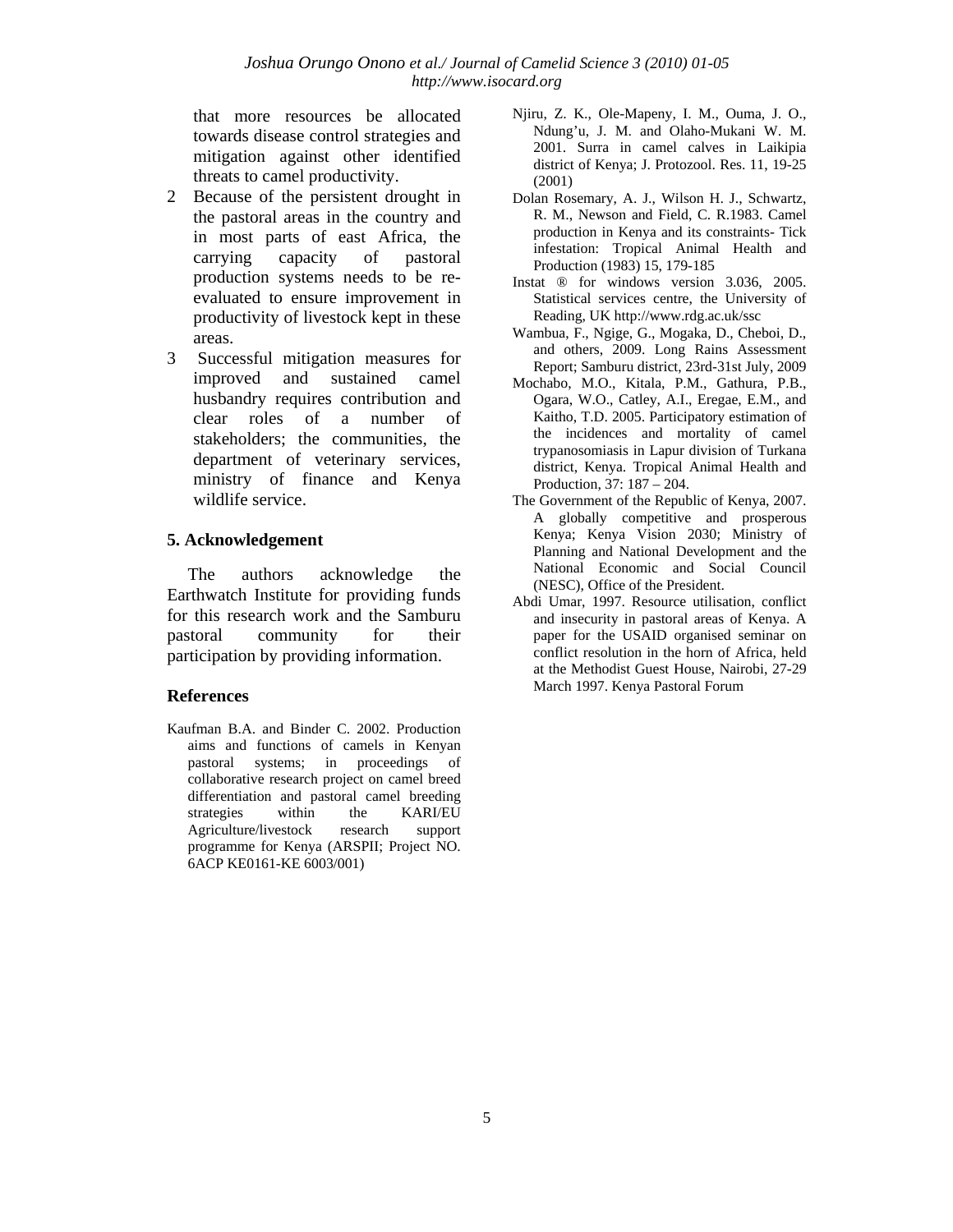that more resources be allocated towards disease control strategies and mitigation against other identified threats to camel productivity.

2. Because of the persistent drought in the pastoral areas in the country and in most parts of east Africa, the carrying capacity of pastoral production systems needs to be re-evaluated to ensure improvement in productivity of livestock kept in these areas.
3. Successful mitigation measures for improved and sustained camel husbandry requires contribution and clear roles of a number of stakeholders; the communities, the department of veterinary services, ministry of finance and Kenya wildlife service.

## 5. Acknowledgement

The authors acknowledge the Earthwatch Institute for providing funds for this research work and the Samburu pastoral community for their participation by providing information.

## References

Kaufman B.A. and Binder C. 2002. Production aims and functions of camels in Kenyan pastoral systems; in proceedings of collaborative research project on camel breed differentiation and pastoral camel breeding strategies within the KARI/EU Agriculture/livestock research support programme for Kenya (ARSPII; Project NO. 6ACP KE0161-KE 6003/001)

Njiru, Z. K., Ole-Mapeny, I. M., Ouma, J. O., Ndung'u, J. M. and Olaho-Mukani W. M. 2001. Surra in camel calves in Laikipia district of Kenya; J. Protozool. Res. 11, 19-25 (2001)

Dolan Rosemary, A. J., Wilson H. J., Schwartz, R. M., Newson and Field, C. R.1983. Camel production in Kenya and its constraints- Tick infestation: Tropical Animal Health and Production (1983) 15, 179-185

Instat ® for windows version 3.036, 2005. Statistical services centre, the University of Reading, UK http://www.rdg.ac.uk/ssc

Wambua, F., Ngige, G., Mogaka, D., Cheboi, D., and others, 2009. Long Rains Assessment Report; Samburu district, 23rd-31st July, 2009

Mochabo, M.O., Kitala, P.M., Gathura, P.B., Ogara, W.O., Catley, A.I., Eregae, E.M., and Kaitho, T.D. 2005. Participatory estimation of the incidences and mortality of camel trypanosomiasis in Lapur division of Turkana district, Kenya. Tropical Animal Health and Production, 37: 187 – 204.

The Government of the Republic of Kenya, 2007. A globally competitive and prosperous Kenya; Kenya Vision 2030; Ministry of Planning and National Development and the National Economic and Social Council (NESC), Office of the President.

Abdi Umar, 1997. Resource utilisation, conflict and insecurity in pastoral areas of Kenya. A paper for the USAID organised seminar on conflict resolution in the horn of Africa, held at the Methodist Guest House, Nairobi, 27-29 March 1997. Kenya Pastoral Forum